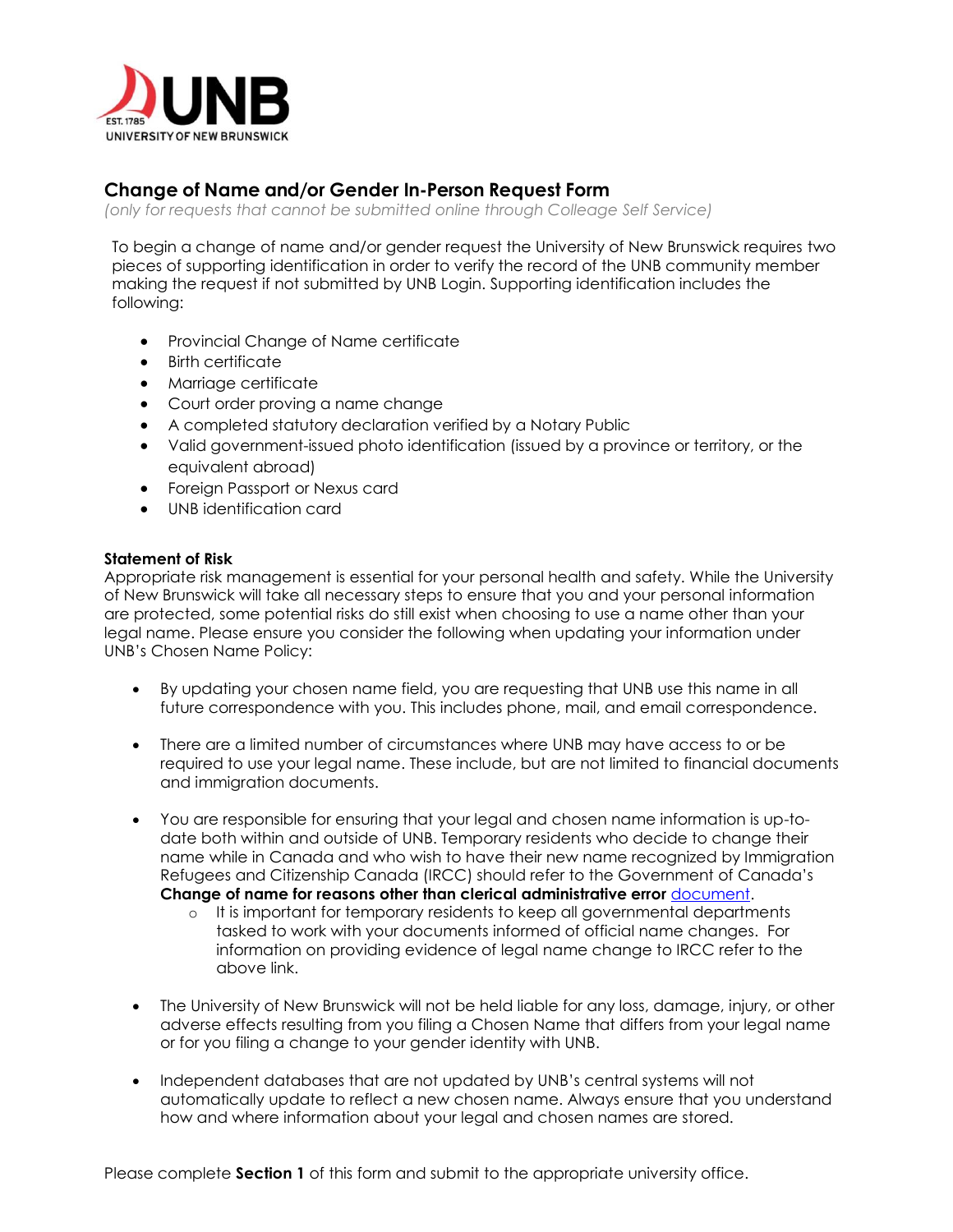UNB
EST. 1785
UNIVERSITY OF NEW BRUNSWICK

## Change of Name and/or Gender In-Person Request Form

*(only for requests that cannot be submitted online through Colleage Self Service)*

To begin a change of name and/or gender request the University of New Brunswick requires two pieces of supporting identification in order to verify the record of the UNB community member making the request if not submitted by UNB Login. Supporting identification includes the following:

- Provincial Change of Name certificate
- Birth certificate
- Marriage certificate
- Court order proving a name change
- A completed statutory declaration verified by a Notary Public
- Valid government-issued photo identification (issued by a province or territory, or the equivalent abroad)
- Foreign Passport or Nexus card
- UNB identification card

**Statement of Risk**

Appropriate risk management is essential for your personal health and safety. While the University of New Brunswick will take all necessary steps to ensure that you and your personal information are protected, some potential risks do still exist when choosing to use a name other than your legal name. Please ensure you consider the following when updating your information under UNB's Chosen Name Policy:

- By updating your chosen name field, you are requesting that UNB use this name in all future correspondence with you. This includes phone, mail, and email correspondence.

- There are a limited number of circumstances where UNB may have access to or be required to use your legal name. These include, but are not limited to financial documents and immigration documents.

- You are responsible for ensuring that your legal and chosen name information is up-to-date both within and outside of UNB. Temporary residents who decide to change their name while in Canada and who wish to have their new name recognized by Immigration Refugees and Citizenship Canada (IRCC) should refer to the Government of Canada's **Change of name for reasons other than clerical administrative error** document.
  - It is important for temporary residents to keep all governmental departments tasked to work with your documents informed of official name changes. For information on providing evidence of legal name change to IRCC refer to the above link.

- The University of New Brunswick will not be held liable for any loss, damage, injury, or other adverse effects resulting from you filing a Chosen Name that differs from your legal name or for you filing a change to your gender identity with UNB.

- Independent databases that are not updated by UNB's central systems will not automatically update to reflect a new chosen name. Always ensure that you understand how and where information about your legal and chosen names are stored.

Please complete **Section 1** of this form and submit to the appropriate university office.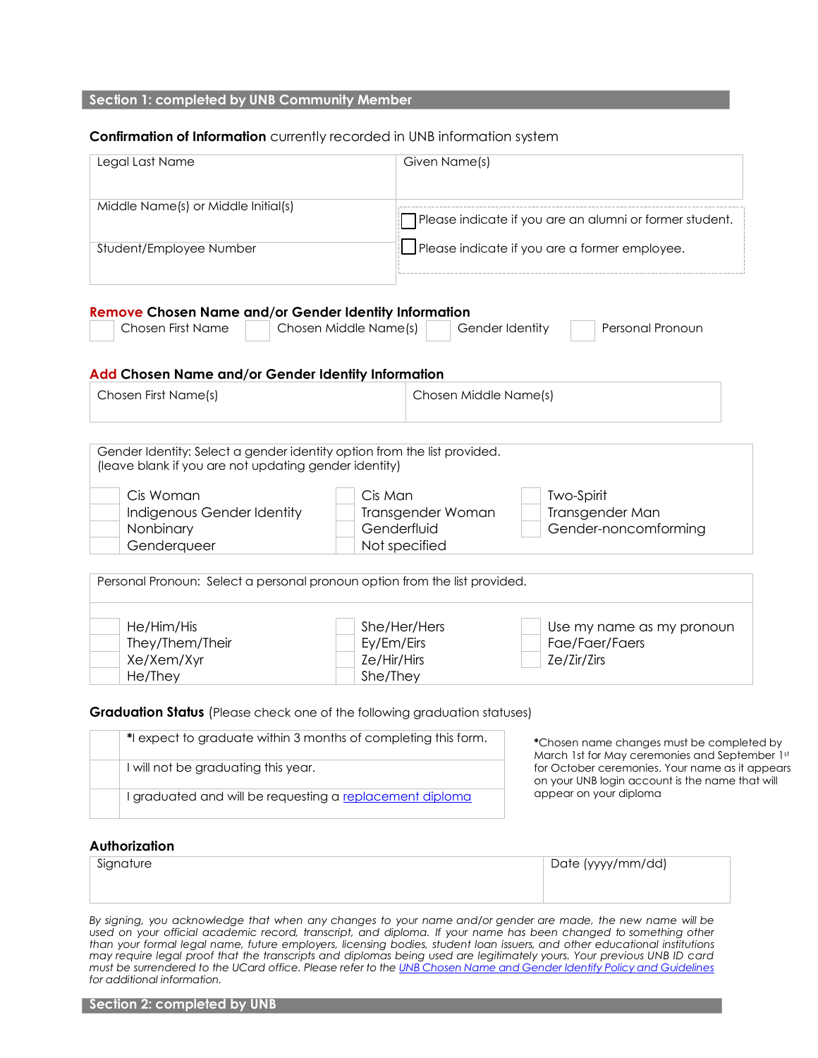## Section 1: completed by UNB Community Member

**Confirmation of Information** currently recorded in UNB information system

| Legal Last Name | Given Name(s) |
|---|---|
| Middle Name(s) or Middle Initial(s) | ☐ Please indicate if you are an alumni or former student. |
| Student/Employee Number | ☐ Please indicate if you are a former employee. |

**Remove Chosen Name and/or Gender Identity Information**

☐ Chosen First Name ☐ Chosen Middle Name(s) ☐ Gender Identity ☐ Personal Pronoun

**Add Chosen Name and/or Gender Identity Information**

| Chosen First Name(s) | Chosen Middle Name(s) |
|---|---|
| | |

Gender Identity: Select a gender identity option from the list provided.
(leave blank if you are not updating gender identity)

| | | |
|---|---|---|
| ☐ Cis Woman | ☐ Cis Man | ☐ Two-Spirit |
| ☐ Indigenous Gender Identity | ☐ Transgender Woman | ☐ Transgender Man |
| ☐ Nonbinary | ☐ Genderfluid | ☐ Gender-noncomforming |
| ☐ Genderqueer | ☐ Not specified | |

Personal Pronoun: Select a personal pronoun option from the list provided.

| | | |
|---|---|---|
| ☐ He/Him/His | ☐ She/Her/Hers | ☐ Use my name as my pronoun |
| ☐ They/Them/Their | ☐ Ey/Em/Eirs | ☐ Fae/Faer/Faers |
| ☐ Xe/Xem/Xyr | ☐ Ze/Hir/Hirs | ☐ Ze/Zir/Zirs |
| ☐ He/They | ☐ She/They | |

**Graduation Status** (Please check one of the following graduation statuses)

| | |
|---|---|
| ☐ | *I expect to graduate within 3 months of completing this form. |
| ☐ | I will not be graduating this year. |
| ☐ | I graduated and will be requesting a replacement diploma |

*Chosen name changes must be completed by March 1st for May ceremonies and September 1st for October ceremonies. Your name as it appears on your UNB login account is the name that will appear on your diploma

**Authorization**

| Signature | Date (yyyy/mm/dd) |
|---|---|
| | |

*By signing, you acknowledge that when any changes to your name and/or gender are made, the new name will be used on your official academic record, transcript, and diploma. If your name has been changed to something other than your formal legal name, future employers, licensing bodies, student loan issuers, and other educational institutions may require legal proof that the transcripts and diplomas being used are legitimately yours. Your previous UNB ID card must be surrendered to the UCard office. Please refer to the UNB Chosen Name and Gender Identify Policy and Guidelines for additional information.*

## Section 2: completed by UNB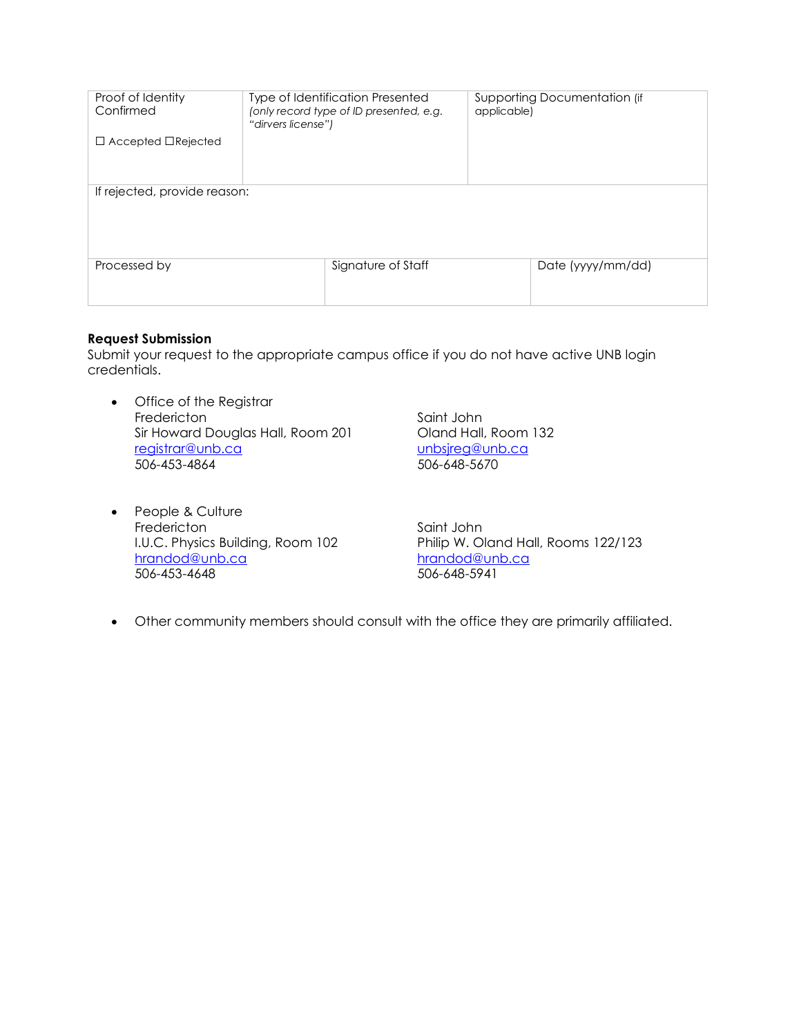| Proof of Identity Confirmed<br><br>☐ Accepted ☐Rejected | Type of Identification Presented *(only record type of ID presented, e.g. "dirvers license")* | Supporting Documentation (if applicable) |
|---|---|---|
| If rejected, provide reason: | | |
| Processed by | Signature of Staff | Date (yyyy/mm/dd) |

**Request Submission**
Submit your request to the appropriate campus office if you do not have active UNB login credentials.

- Office of the Registrar
  Fredericton
  Sir Howard Douglas Hall, Room 201
  registrar@unb.ca
  506-453-4864

  Saint John
  Oland Hall, Room 132
  unbsjreg@unb.ca
  506-648-5670

- People & Culture
  Fredericton
  I.U.C. Physics Building, Room 102
  hrandod@unb.ca
  506-453-4648

  Saint John
  Philip W. Oland Hall, Rooms 122/123
  hrandod@unb.ca
  506-648-5941

- Other community members should consult with the office they are primarily affiliated.